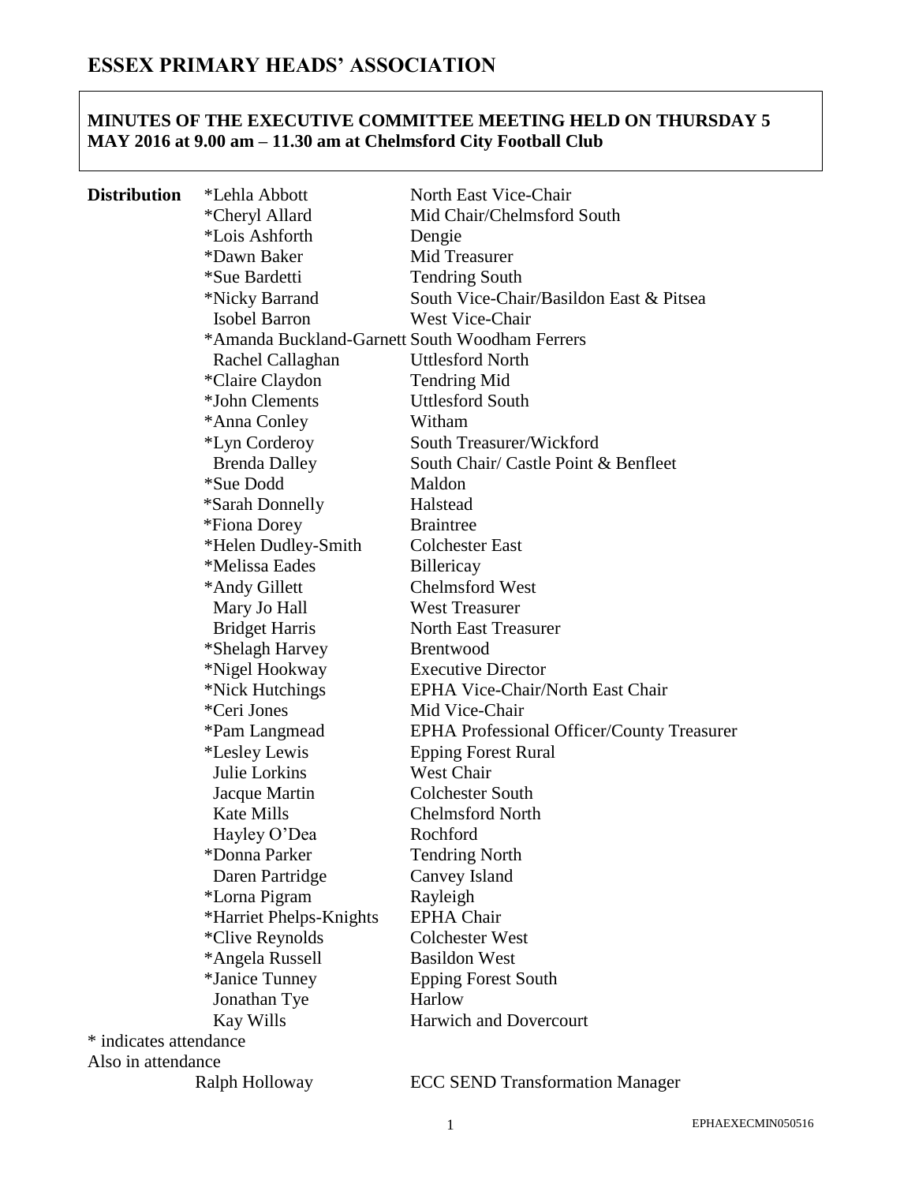# ESSEX PRIMARY HEADS' ASSOCIATION

**MINUTES OF THE EXECUTIVE COMMITTEE MEETING HELD ON THURSDAY 5 MAY 2016 at 9.00 am – 11.30 am at Chelmsford City Football Club**

**Distribution**

| Name | Role |
|---|---|
| *Lehla Abbott | North East Vice-Chair |
| *Cheryl Allard | Mid Chair/Chelmsford South |
| *Lois Ashforth | Dengie |
| *Dawn Baker | Mid Treasurer |
| *Sue Bardetti | Tendring South |
| *Nicky Barrand | South Vice-Chair/Basildon East & Pitsea |
| Isobel Barron | West Vice-Chair |
| *Amanda Buckland-Garnett | South Woodham Ferrers |
| Rachel Callaghan | Uttlesford North |
| *Claire Claydon | Tendring Mid |
| *John Clements | Uttlesford South |
| *Anna Conley | Witham |
| *Lyn Corderoy | South Treasurer/Wickford |
| Brenda Dalley | South Chair/ Castle Point & Benfleet |
| *Sue Dodd | Maldon |
| *Sarah Donnelly | Halstead |
| *Fiona Dorey | Braintree |
| *Helen Dudley-Smith | Colchester East |
| *Melissa Eades | Billericay |
| *Andy Gillett | Chelmsford West |
| Mary Jo Hall | West Treasurer |
| Bridget Harris | North East Treasurer |
| *Shelagh Harvey | Brentwood |
| *Nigel Hookway | Executive Director |
| *Nick Hutchings | EPHA Vice-Chair/North East Chair |
| *Ceri Jones | Mid Vice-Chair |
| *Pam Langmead | EPHA Professional Officer/County Treasurer |
| *Lesley Lewis | Epping Forest Rural |
| Julie Lorkins | West Chair |
| Jacque Martin | Colchester South |
| Kate Mills | Chelmsford North |
| Hayley O'Dea | Rochford |
| *Donna Parker | Tendring North |
| Daren Partridge | Canvey Island |
| *Lorna Pigram | Rayleigh |
| *Harriet Phelps-Knights | EPHA Chair |
| *Clive Reynolds | Colchester West |
| *Angela Russell | Basildon West |
| *Janice Tunney | Epping Forest South |
| Jonathan Tye | Harlow |
| Kay Wills | Harwich and Dovercourt |

\* indicates attendance

Also in attendance

Ralph Holloway — ECC SEND Transformation Manager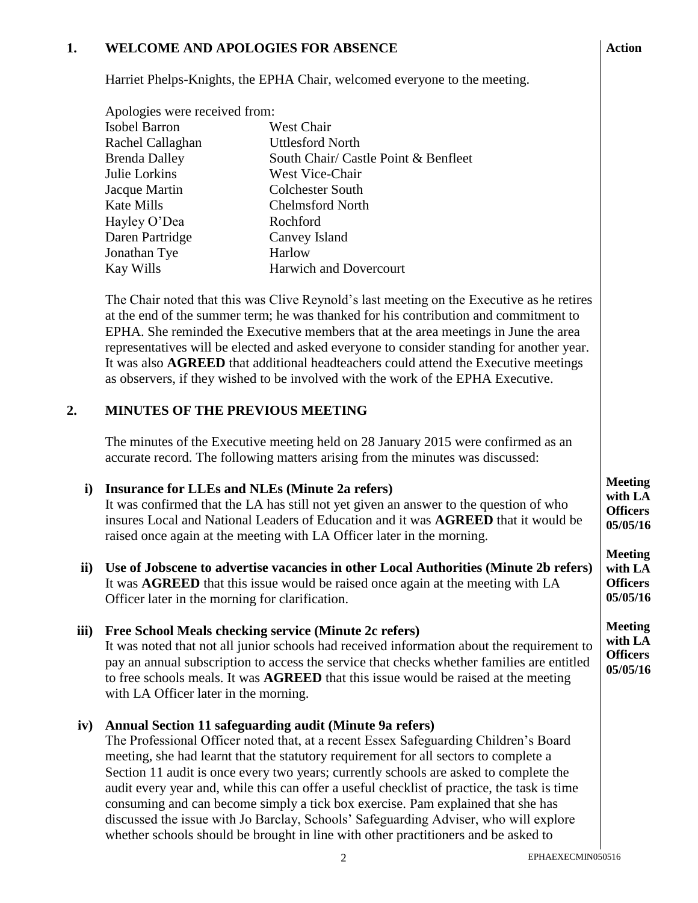## 1. WELCOME AND APOLOGIES FOR ABSENCE

**Action**

Harriet Phelps-Knights, the EPHA Chair, welcomed everyone to the meeting.

Apologies were received from:

| | |
|---|---|
| Isobel Barron | West Chair |
| Rachel Callaghan | Uttlesford North |
| Brenda Dalley | South Chair/ Castle Point & Benfleet |
| Julie Lorkins | West Vice-Chair |
| Jacque Martin | Colchester South |
| Kate Mills | Chelmsford North |
| Hayley O'Dea | Rochford |
| Daren Partridge | Canvey Island |
| Jonathan Tye | Harlow |
| Kay Wills | Harwich and Dovercourt |

The Chair noted that this was Clive Reynold's last meeting on the Executive as he retires at the end of the summer term; he was thanked for his contribution and commitment to EPHA. She reminded the Executive members that at the area meetings in June the area representatives will be elected and asked everyone to consider standing for another year. It was also **AGREED** that additional headteachers could attend the Executive meetings as observers, if they wished to be involved with the work of the EPHA Executive.

## 2. MINUTES OF THE PREVIOUS MEETING

The minutes of the Executive meeting held on 28 January 2015 were confirmed as an accurate record. The following matters arising from the minutes was discussed:

**i) Insurance for LLEs and NLEs (Minute 2a refers)**
It was confirmed that the LA has still not yet given an answer to the question of who insures Local and National Leaders of Education and it was **AGREED** that it would be raised once again at the meeting with LA Officer later in the morning.

**Action: Meeting with LA Officers 05/05/16**

**ii) Use of Jobscene to advertise vacancies in other Local Authorities (Minute 2b refers)**
It was **AGREED** that this issue would be raised once again at the meeting with LA Officer later in the morning for clarification.

**Action: Meeting with LA Officers 05/05/16**

**iii) Free School Meals checking service (Minute 2c refers)**
It was noted that not all junior schools had received information about the requirement to pay an annual subscription to access the service that checks whether families are entitled to free schools meals. It was **AGREED** that this issue would be raised at the meeting with LA Officer later in the morning.

**Action: Meeting with LA Officers 05/05/16**

**iv) Annual Section 11 safeguarding audit (Minute 9a refers)**
The Professional Officer noted that, at a recent Essex Safeguarding Children's Board meeting, she had learnt that the statutory requirement for all sectors to complete a Section 11 audit is once every two years; currently schools are asked to complete the audit every year and, while this can offer a useful checklist of practice, the task is time consuming and can become simply a tick box exercise. Pam explained that she has discussed the issue with Jo Barclay, Schools' Safeguarding Adviser, who will explore whether schools should be brought in line with other practitioners and be asked to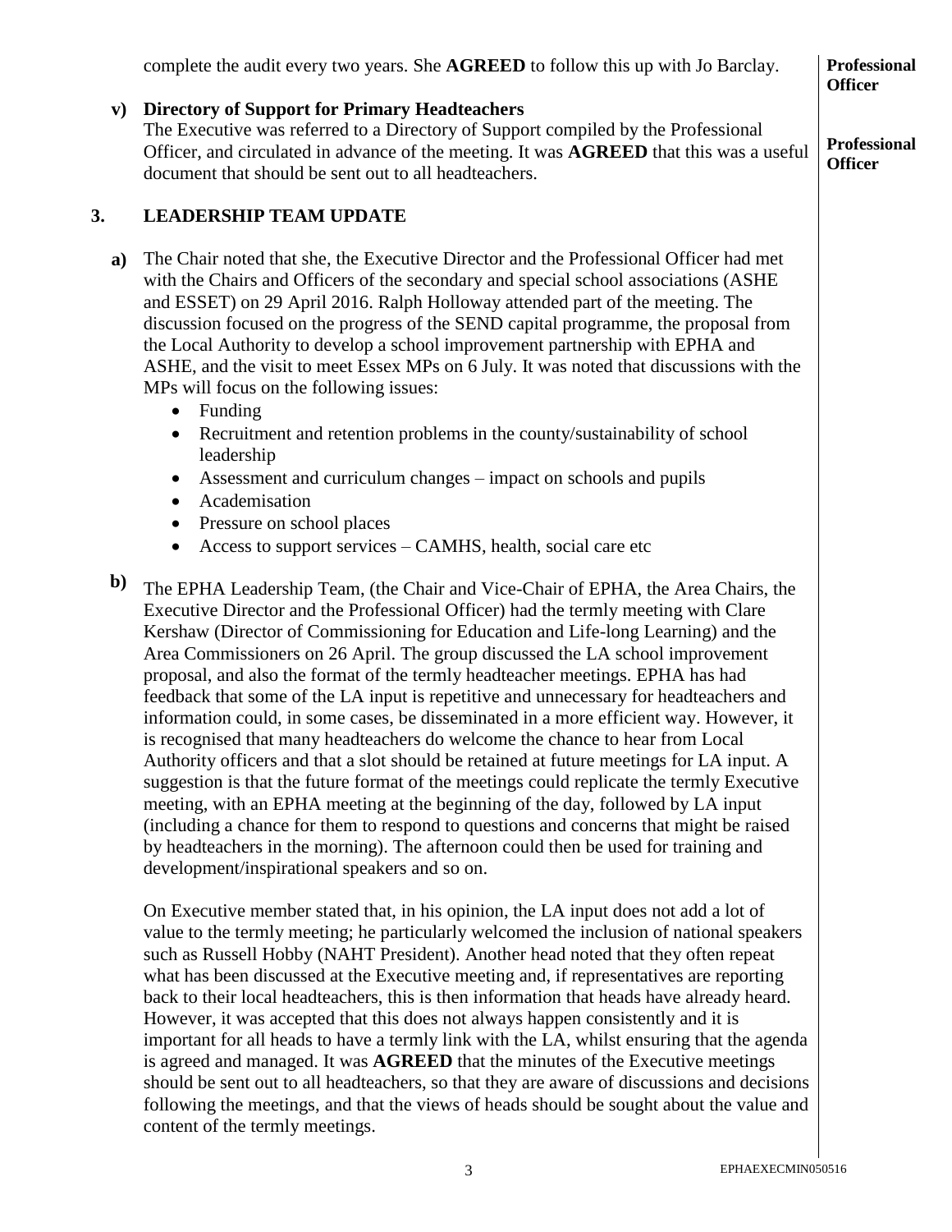complete the audit every two years. She **AGREED** to follow this up with Jo Barclay. **Professional Officer**

**v) Directory of Support for Primary Headteachers**

The Executive was referred to a Directory of Support compiled by the Professional Officer, and circulated in advance of the meeting. It was **AGREED** that this was a useful document that should be sent out to all headteachers. **Professional Officer**

## 3. LEADERSHIP TEAM UPDATE

**a)** The Chair noted that she, the Executive Director and the Professional Officer had met with the Chairs and Officers of the secondary and special school associations (ASHE and ESSET) on 29 April 2016. Ralph Holloway attended part of the meeting. The discussion focused on the progress of the SEND capital programme, the proposal from the Local Authority to develop a school improvement partnership with EPHA and ASHE, and the visit to meet Essex MPs on 6 July. It was noted that discussions with the MPs will focus on the following issues:

- Funding
- Recruitment and retention problems in the county/sustainability of school leadership
- Assessment and curriculum changes – impact on schools and pupils
- Academisation
- Pressure on school places
- Access to support services – CAMHS, health, social care etc

**b)** The EPHA Leadership Team, (the Chair and Vice-Chair of EPHA, the Area Chairs, the Executive Director and the Professional Officer) had the termly meeting with Clare Kershaw (Director of Commissioning for Education and Life-long Learning) and the Area Commissioners on 26 April. The group discussed the LA school improvement proposal, and also the format of the termly headteacher meetings. EPHA has had feedback that some of the LA input is repetitive and unnecessary for headteachers and information could, in some cases, be disseminated in a more efficient way. However, it is recognised that many headteachers do welcome the chance to hear from Local Authority officers and that a slot should be retained at future meetings for LA input. A suggestion is that the future format of the meetings could replicate the termly Executive meeting, with an EPHA meeting at the beginning of the day, followed by LA input (including a chance for them to respond to questions and concerns that might be raised by headteachers in the morning). The afternoon could then be used for training and development/inspirational speakers and so on.

On Executive member stated that, in his opinion, the LA input does not add a lot of value to the termly meeting; he particularly welcomed the inclusion of national speakers such as Russell Hobby (NAHT President). Another head noted that they often repeat what has been discussed at the Executive meeting and, if representatives are reporting back to their local headteachers, this is then information that heads have already heard. However, it was accepted that this does not always happen consistently and it is important for all heads to have a termly link with the LA, whilst ensuring that the agenda is agreed and managed. It was **AGREED** that the minutes of the Executive meetings should be sent out to all headteachers, so that they are aware of discussions and decisions following the meetings, and that the views of heads should be sought about the value and content of the termly meetings.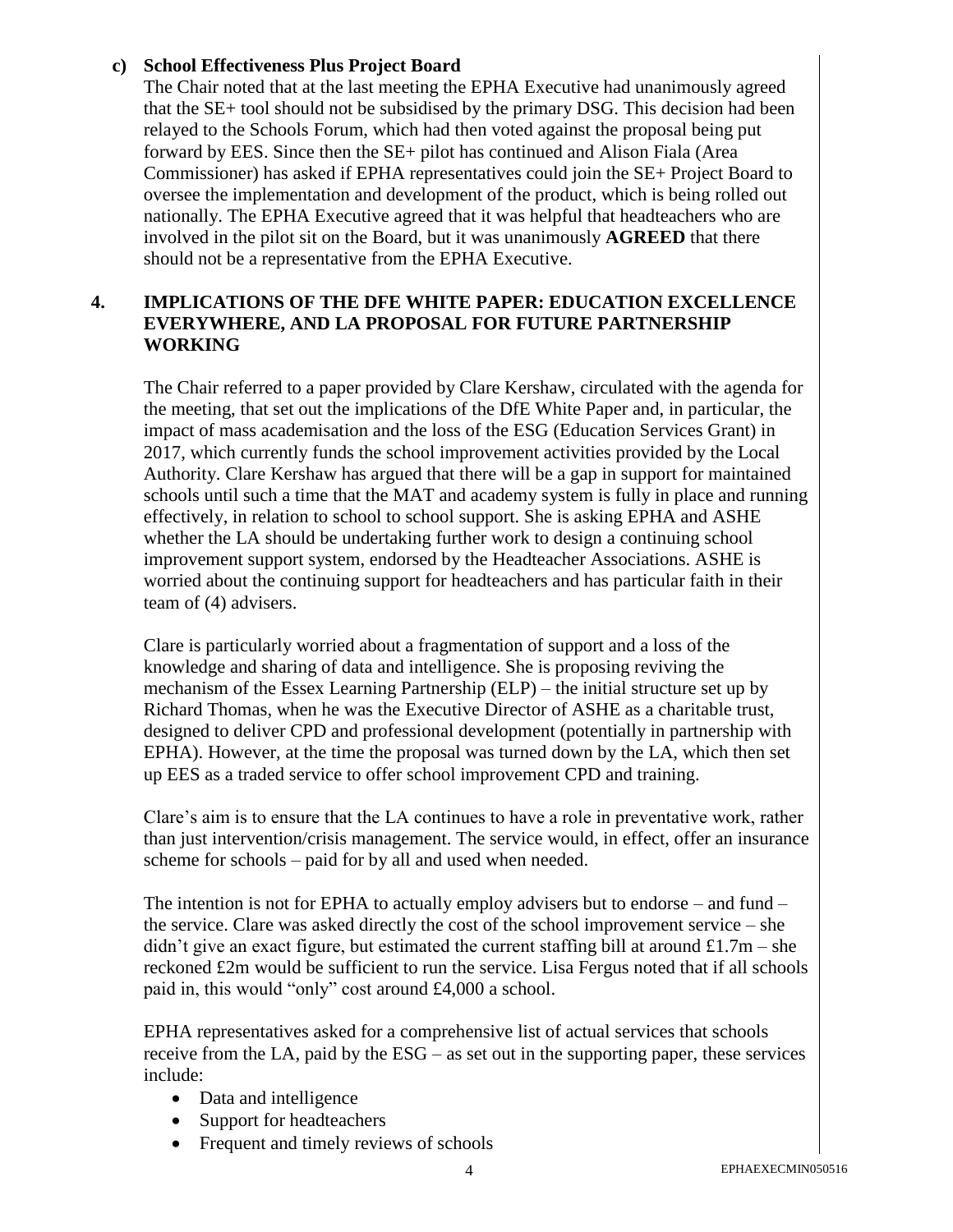**c) School Effectiveness Plus Project Board**

The Chair noted that at the last meeting the EPHA Executive had unanimously agreed that the SE+ tool should not be subsidised by the primary DSG. This decision had been relayed to the Schools Forum, which had then voted against the proposal being put forward by EES. Since then the SE+ pilot has continued and Alison Fiala (Area Commissioner) has asked if EPHA representatives could join the SE+ Project Board to oversee the implementation and development of the product, which is being rolled out nationally. The EPHA Executive agreed that it was helpful that headteachers who are involved in the pilot sit on the Board, but it was unanimously **AGREED** that there should not be a representative from the EPHA Executive.

## 4. IMPLICATIONS OF THE DFE WHITE PAPER: EDUCATION EXCELLENCE EVERYWHERE, AND LA PROPOSAL FOR FUTURE PARTNERSHIP WORKING

The Chair referred to a paper provided by Clare Kershaw, circulated with the agenda for the meeting, that set out the implications of the DfE White Paper and, in particular, the impact of mass academisation and the loss of the ESG (Education Services Grant) in 2017, which currently funds the school improvement activities provided by the Local Authority. Clare Kershaw has argued that there will be a gap in support for maintained schools until such a time that the MAT and academy system is fully in place and running effectively, in relation to school to school support. She is asking EPHA and ASHE whether the LA should be undertaking further work to design a continuing school improvement support system, endorsed by the Headteacher Associations. ASHE is worried about the continuing support for headteachers and has particular faith in their team of (4) advisers.

Clare is particularly worried about a fragmentation of support and a loss of the knowledge and sharing of data and intelligence. She is proposing reviving the mechanism of the Essex Learning Partnership (ELP) – the initial structure set up by Richard Thomas, when he was the Executive Director of ASHE as a charitable trust, designed to deliver CPD and professional development (potentially in partnership with EPHA). However, at the time the proposal was turned down by the LA, which then set up EES as a traded service to offer school improvement CPD and training.

Clare's aim is to ensure that the LA continues to have a role in preventative work, rather than just intervention/crisis management. The service would, in effect, offer an insurance scheme for schools – paid for by all and used when needed.

The intention is not for EPHA to actually employ advisers but to endorse – and fund – the service. Clare was asked directly the cost of the school improvement service – she didn't give an exact figure, but estimated the current staffing bill at around £1.7m – she reckoned £2m would be sufficient to run the service. Lisa Fergus noted that if all schools paid in, this would "only" cost around £4,000 a school.

EPHA representatives asked for a comprehensive list of actual services that schools receive from the LA, paid by the ESG – as set out in the supporting paper, these services include:

- Data and intelligence
- Support for headteachers
- Frequent and timely reviews of schools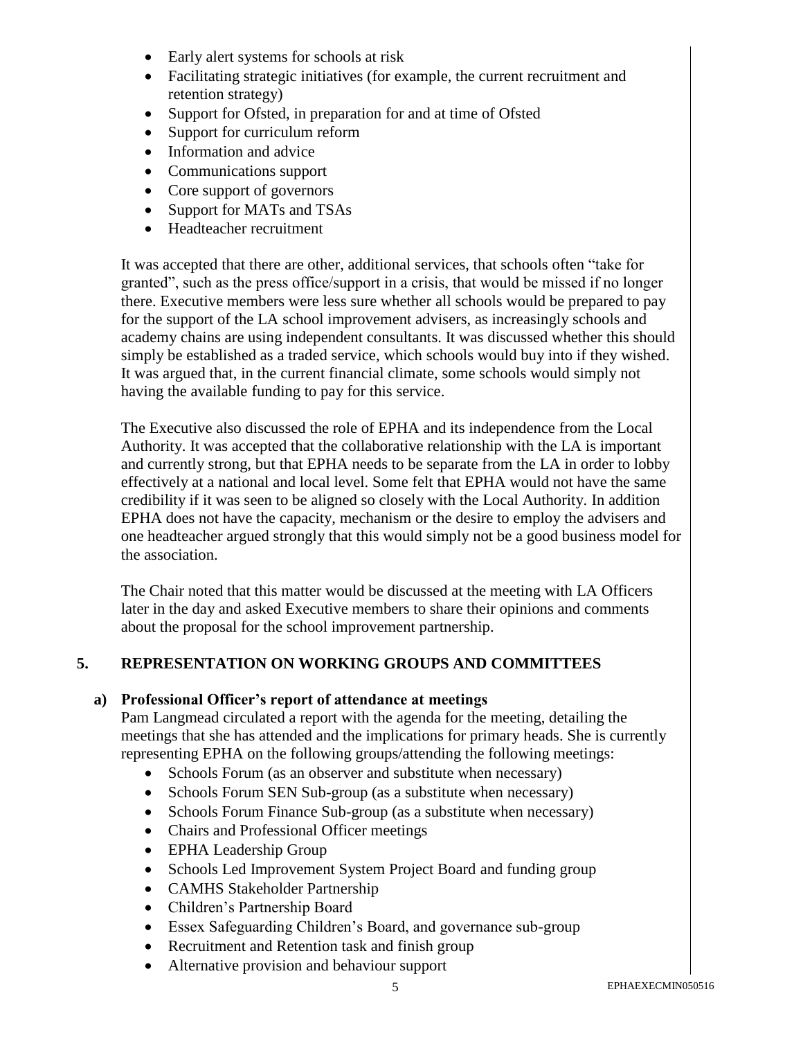- Early alert systems for schools at risk
- Facilitating strategic initiatives (for example, the current recruitment and retention strategy)
- Support for Ofsted, in preparation for and at time of Ofsted
- Support for curriculum reform
- Information and advice
- Communications support
- Core support of governors
- Support for MATs and TSAs
- Headteacher recruitment

It was accepted that there are other, additional services, that schools often "take for granted", such as the press office/support in a crisis, that would be missed if no longer there. Executive members were less sure whether all schools would be prepared to pay for the support of the LA school improvement advisers, as increasingly schools and academy chains are using independent consultants. It was discussed whether this should simply be established as a traded service, which schools would buy into if they wished. It was argued that, in the current financial climate, some schools would simply not having the available funding to pay for this service.

The Executive also discussed the role of EPHA and its independence from the Local Authority. It was accepted that the collaborative relationship with the LA is important and currently strong, but that EPHA needs to be separate from the LA in order to lobby effectively at a national and local level. Some felt that EPHA would not have the same credibility if it was seen to be aligned so closely with the Local Authority. In addition EPHA does not have the capacity, mechanism or the desire to employ the advisers and one headteacher argued strongly that this would simply not be a good business model for the association.

The Chair noted that this matter would be discussed at the meeting with LA Officers later in the day and asked Executive members to share their opinions and comments about the proposal for the school improvement partnership.

## 5. REPRESENTATION ON WORKING GROUPS AND COMMITTEES

### a) Professional Officer's report of attendance at meetings

Pam Langmead circulated a report with the agenda for the meeting, detailing the meetings that she has attended and the implications for primary heads. She is currently representing EPHA on the following groups/attending the following meetings:

- Schools Forum (as an observer and substitute when necessary)
- Schools Forum SEN Sub-group (as a substitute when necessary)
- Schools Forum Finance Sub-group (as a substitute when necessary)
- Chairs and Professional Officer meetings
- EPHA Leadership Group
- Schools Led Improvement System Project Board and funding group
- CAMHS Stakeholder Partnership
- Children's Partnership Board
- Essex Safeguarding Children's Board, and governance sub-group
- Recruitment and Retention task and finish group
- Alternative provision and behaviour support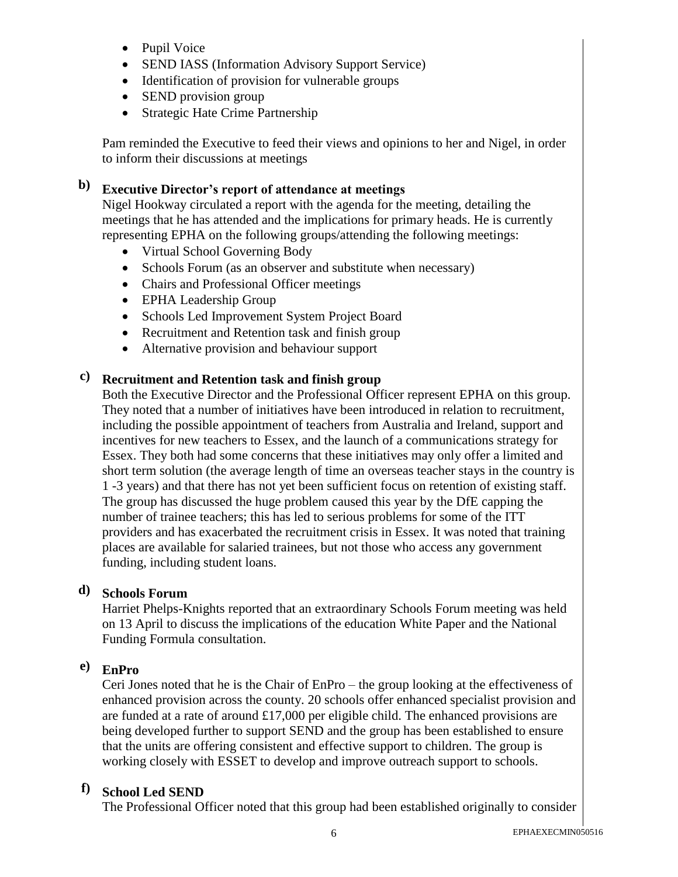- Pupil Voice
- SEND IASS (Information Advisory Support Service)
- Identification of provision for vulnerable groups
- SEND provision group
- Strategic Hate Crime Partnership

Pam reminded the Executive to feed their views and opinions to her and Nigel, in order to inform their discussions at meetings

**b) Executive Director's report of attendance at meetings**

Nigel Hookway circulated a report with the agenda for the meeting, detailing the meetings that he has attended and the implications for primary heads. He is currently representing EPHA on the following groups/attending the following meetings:

- Virtual School Governing Body
- Schools Forum (as an observer and substitute when necessary)
- Chairs and Professional Officer meetings
- EPHA Leadership Group
- Schools Led Improvement System Project Board
- Recruitment and Retention task and finish group
- Alternative provision and behaviour support

**c) Recruitment and Retention task and finish group**

Both the Executive Director and the Professional Officer represent EPHA on this group. They noted that a number of initiatives have been introduced in relation to recruitment, including the possible appointment of teachers from Australia and Ireland, support and incentives for new teachers to Essex, and the launch of a communications strategy for Essex. They both had some concerns that these initiatives may only offer a limited and short term solution (the average length of time an overseas teacher stays in the country is 1 -3 years) and that there has not yet been sufficient focus on retention of existing staff. The group has discussed the huge problem caused this year by the DfE capping the number of trainee teachers; this has led to serious problems for some of the ITT providers and has exacerbated the recruitment crisis in Essex. It was noted that training places are available for salaried trainees, but not those who access any government funding, including student loans.

**d) Schools Forum**

Harriet Phelps-Knights reported that an extraordinary Schools Forum meeting was held on 13 April to discuss the implications of the education White Paper and the National Funding Formula consultation.

**e) EnPro**

Ceri Jones noted that he is the Chair of EnPro – the group looking at the effectiveness of enhanced provision across the county. 20 schools offer enhanced specialist provision and are funded at a rate of around £17,000 per eligible child. The enhanced provisions are being developed further to support SEND and the group has been established to ensure that the units are offering consistent and effective support to children. The group is working closely with ESSET to develop and improve outreach support to schools.

**f) School Led SEND**

The Professional Officer noted that this group had been established originally to consider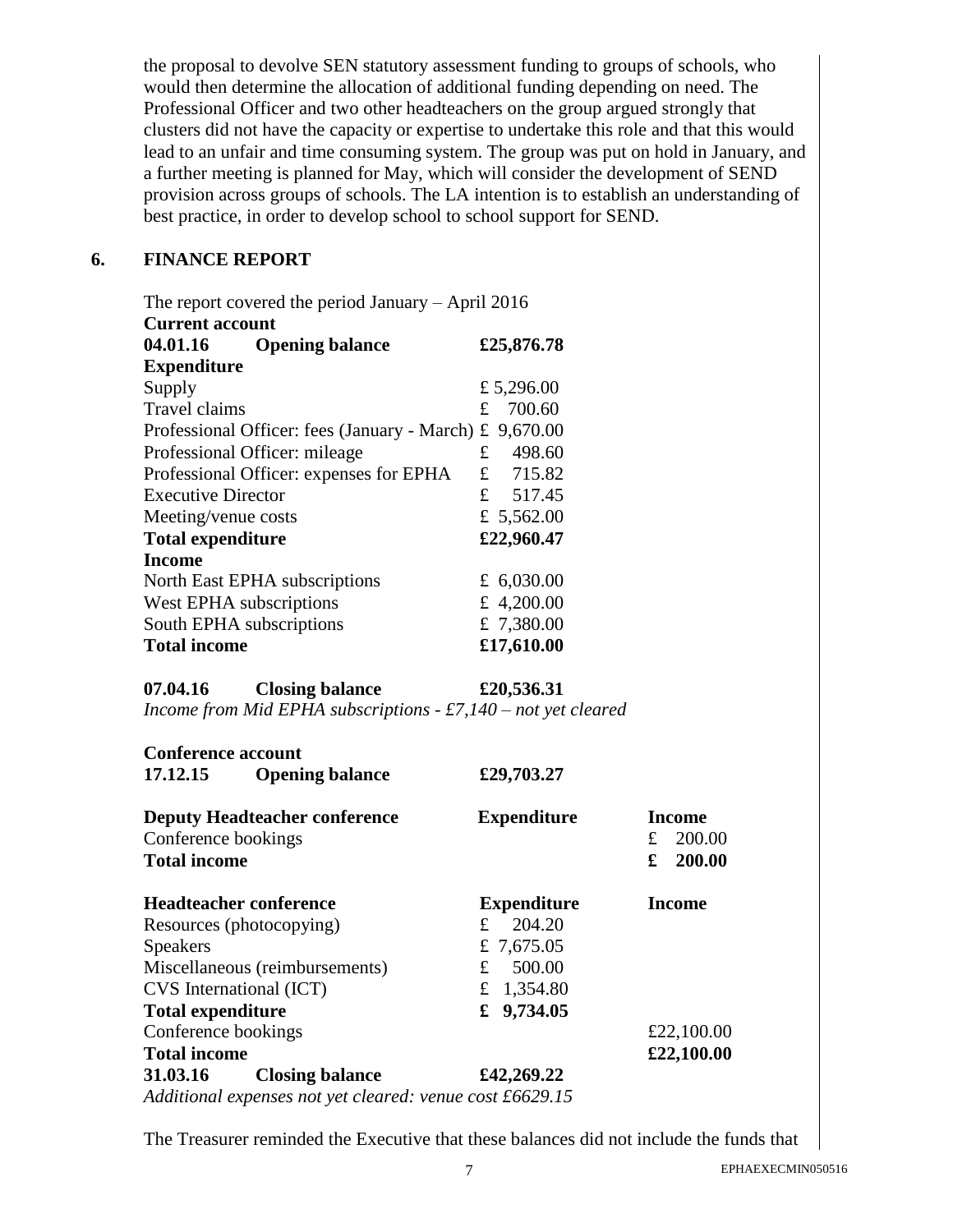the proposal to devolve SEN statutory assessment funding to groups of schools, who would then determine the allocation of additional funding depending on need. The Professional Officer and two other headteachers on the group argued strongly that clusters did not have the capacity or expertise to undertake this role and that this would lead to an unfair and time consuming system. The group was put on hold in January, and a further meeting is planned for May, which will consider the development of SEND provision across groups of schools. The LA intention is to establish an understanding of best practice, in order to develop school to school support for SEND.

## 6. FINANCE REPORT

The report covered the period January – April 2016

**Current account**

| | |
|---|---|
| **04.01.16 Opening balance** | **£25,876.78** |
| **Expenditure** | |
| Supply | £ 5,296.00 |
| Travel claims | £ 700.60 |
| Professional Officer: fees (January - March) | £ 9,670.00 |
| Professional Officer: mileage | £ 498.60 |
| Professional Officer: expenses for EPHA | £ 715.82 |
| Executive Director | £ 517.45 |
| Meeting/venue costs | £ 5,562.00 |
| **Total expenditure** | **£22,960.47** |
| **Income** | |
| North East EPHA subscriptions | £ 6,030.00 |
| West EPHA subscriptions | £ 4,200.00 |
| South EPHA subscriptions | £ 7,380.00 |
| **Total income** | **£17,610.00** |
| | |
| **07.04.16 Closing balance** | **£20,536.31** |

*Income from Mid EPHA subscriptions - £7,140 – not yet cleared*

**Conference account**

| | | |
|---|---|---|
| **17.12.15 Opening balance** | **£29,703.27** | |
| | | |
| **Deputy Headteacher conference** | **Expenditure** | **Income** |
| Conference bookings | | £ 200.00 |
| **Total income** | | **£ 200.00** |
| | | |
| **Headteacher conference** | **Expenditure** | **Income** |
| Resources (photocopying) | £ 204.20 | |
| Speakers | £ 7,675.05 | |
| Miscellaneous (reimbursements) | £ 500.00 | |
| CVS International (ICT) | £ 1,354.80 | |
| **Total expenditure** | **£ 9,734.05** | |
| Conference bookings | | £22,100.00 |
| **Total income** | | **£22,100.00** |
| **31.03.16 Closing balance** | **£42,269.22** | |

*Additional expenses not yet cleared: venue cost £6629.15*

The Treasurer reminded the Executive that these balances did not include the funds that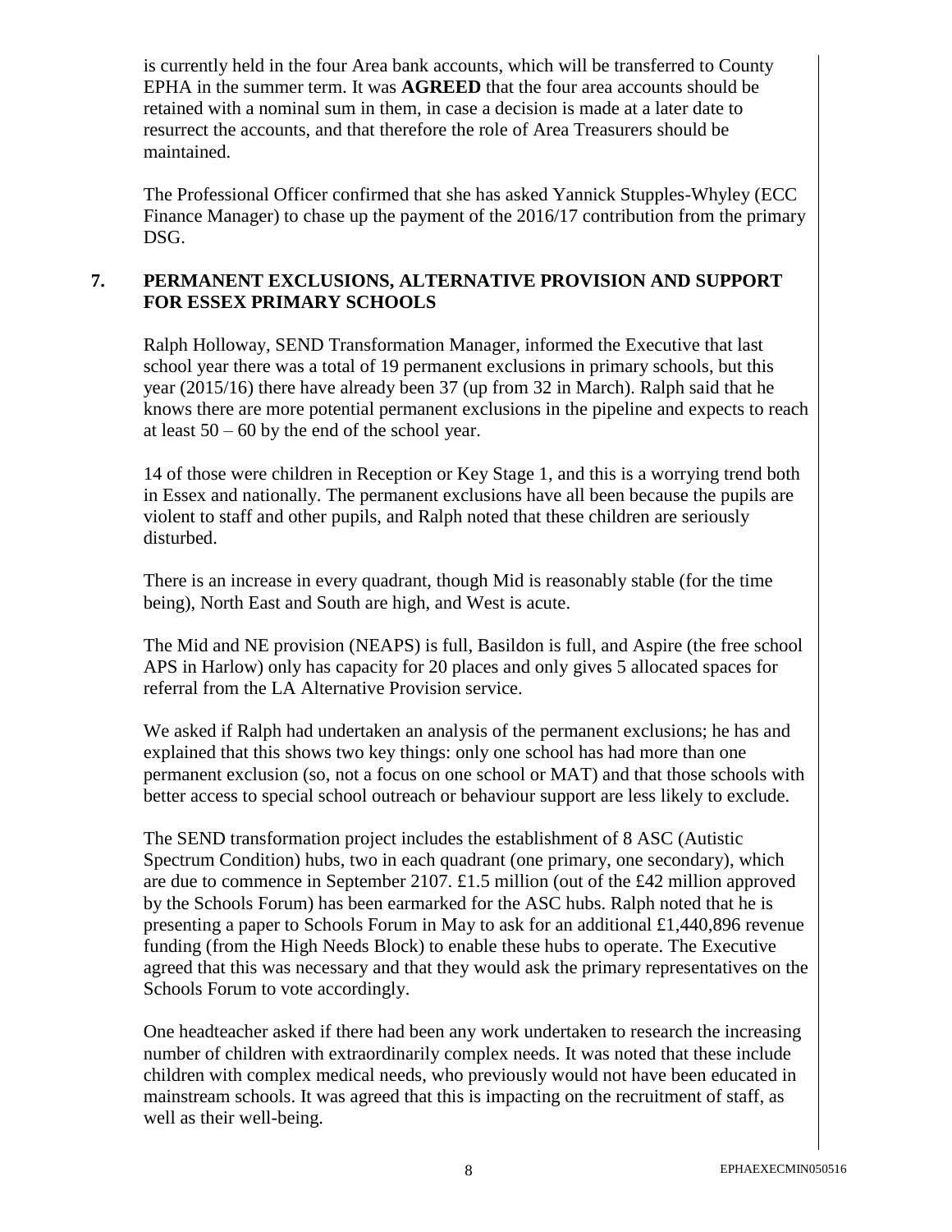is currently held in the four Area bank accounts, which will be transferred to County EPHA in the summer term. It was **AGREED** that the four area accounts should be retained with a nominal sum in them, in case a decision is made at a later date to resurrect the accounts, and that therefore the role of Area Treasurers should be maintained.

The Professional Officer confirmed that she has asked Yannick Stupples-Whyley (ECC Finance Manager) to chase up the payment of the 2016/17 contribution from the primary DSG.

## 7. PERMANENT EXCLUSIONS, ALTERNATIVE PROVISION AND SUPPORT FOR ESSEX PRIMARY SCHOOLS

Ralph Holloway, SEND Transformation Manager, informed the Executive that last school year there was a total of 19 permanent exclusions in primary schools, but this year (2015/16) there have already been 37 (up from 32 in March). Ralph said that he knows there are more potential permanent exclusions in the pipeline and expects to reach at least 50 – 60 by the end of the school year.

14 of those were children in Reception or Key Stage 1, and this is a worrying trend both in Essex and nationally. The permanent exclusions have all been because the pupils are violent to staff and other pupils, and Ralph noted that these children are seriously disturbed.

There is an increase in every quadrant, though Mid is reasonably stable (for the time being), North East and South are high, and West is acute.

The Mid and NE provision (NEAPS) is full, Basildon is full, and Aspire (the free school APS in Harlow) only has capacity for 20 places and only gives 5 allocated spaces for referral from the LA Alternative Provision service.

We asked if Ralph had undertaken an analysis of the permanent exclusions; he has and explained that this shows two key things: only one school has had more than one permanent exclusion (so, not a focus on one school or MAT) and that those schools with better access to special school outreach or behaviour support are less likely to exclude.

The SEND transformation project includes the establishment of 8 ASC (Autistic Spectrum Condition) hubs, two in each quadrant (one primary, one secondary), which are due to commence in September 2107. £1.5 million (out of the £42 million approved by the Schools Forum) has been earmarked for the ASC hubs. Ralph noted that he is presenting a paper to Schools Forum in May to ask for an additional £1,440,896 revenue funding (from the High Needs Block) to enable these hubs to operate. The Executive agreed that this was necessary and that they would ask the primary representatives on the Schools Forum to vote accordingly.

One headteacher asked if there had been any work undertaken to research the increasing number of children with extraordinarily complex needs. It was noted that these include children with complex medical needs, who previously would not have been educated in mainstream schools. It was agreed that this is impacting on the recruitment of staff, as well as their well-being.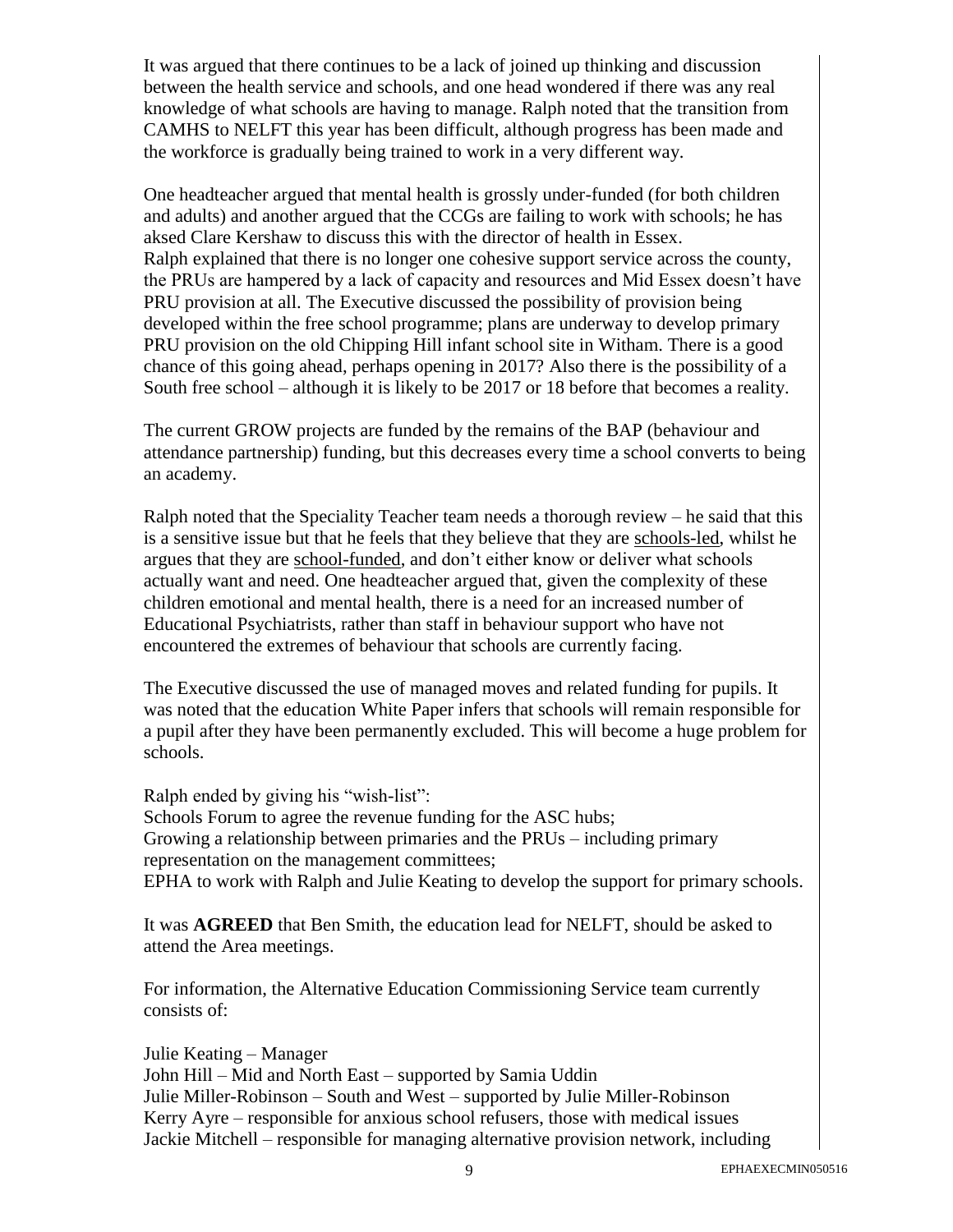It was argued that there continues to be a lack of joined up thinking and discussion between the health service and schools, and one head wondered if there was any real knowledge of what schools are having to manage. Ralph noted that the transition from CAMHS to NELFT this year has been difficult, although progress has been made and the workforce is gradually being trained to work in a very different way.

One headteacher argued that mental health is grossly under-funded (for both children and adults) and another argued that the CCGs are failing to work with schools; he has aksed Clare Kershaw to discuss this with the director of health in Essex.
Ralph explained that there is no longer one cohesive support service across the county, the PRUs are hampered by a lack of capacity and resources and Mid Essex doesn't have PRU provision at all. The Executive discussed the possibility of provision being developed within the free school programme; plans are underway to develop primary PRU provision on the old Chipping Hill infant school site in Witham. There is a good chance of this going ahead, perhaps opening in 2017? Also there is the possibility of a South free school – although it is likely to be 2017 or 18 before that becomes a reality.

The current GROW projects are funded by the remains of the BAP (behaviour and attendance partnership) funding, but this decreases every time a school converts to being an academy.

Ralph noted that the Speciality Teacher team needs a thorough review – he said that this is a sensitive issue but that he feels that they believe that they are <u>schools-led</u>, whilst he argues that they are <u>school-funded</u>, and don't either know or deliver what schools actually want and need. One headteacher argued that, given the complexity of these children emotional and mental health, there is a need for an increased number of Educational Psychiatrists, rather than staff in behaviour support who have not encountered the extremes of behaviour that schools are currently facing.

The Executive discussed the use of managed moves and related funding for pupils. It was noted that the education White Paper infers that schools will remain responsible for a pupil after they have been permanently excluded. This will become a huge problem for schools.

Ralph ended by giving his "wish-list":
Schools Forum to agree the revenue funding for the ASC hubs;
Growing a relationship between primaries and the PRUs – including primary representation on the management committees;
EPHA to work with Ralph and Julie Keating to develop the support for primary schools.

It was **AGREED** that Ben Smith, the education lead for NELFT, should be asked to attend the Area meetings.

For information, the Alternative Education Commissioning Service team currently consists of:

Julie Keating – Manager
John Hill – Mid and North East – supported by Samia Uddin
Julie Miller-Robinson – South and West – supported by Julie Miller-Robinson
Kerry Ayre – responsible for anxious school refusers, those with medical issues
Jackie Mitchell – responsible for managing alternative provision network, including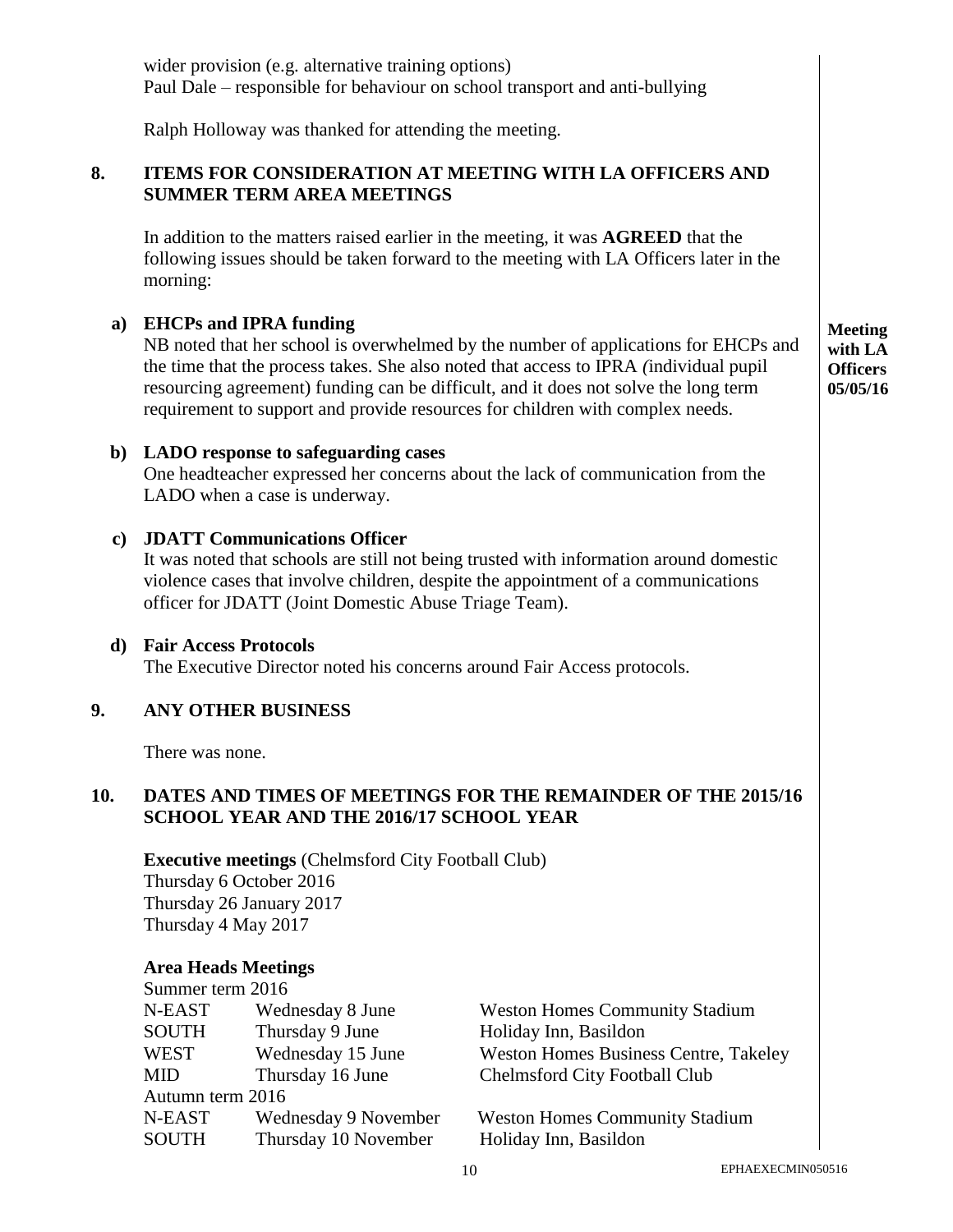wider provision (e.g. alternative training options)
Paul Dale – responsible for behaviour on school transport and anti-bullying

Ralph Holloway was thanked for attending the meeting.

## 8. ITEMS FOR CONSIDERATION AT MEETING WITH LA OFFICERS AND SUMMER TERM AREA MEETINGS

In addition to the matters raised earlier in the meeting, it was **AGREED** that the following issues should be taken forward to the meeting with LA Officers later in the morning:

**Meeting with LA Officers 05/05/16**

**a) EHCPs and IPRA funding**
NB noted that her school is overwhelmed by the number of applications for EHCPs and the time that the process takes. She also noted that access to IPRA *(*individual pupil resourcing agreement) funding can be difficult, and it does not solve the long term requirement to support and provide resources for children with complex needs.

**b) LADO response to safeguarding cases**
One headteacher expressed her concerns about the lack of communication from the LADO when a case is underway.

**c) JDATT Communications Officer**
It was noted that schools are still not being trusted with information around domestic violence cases that involve children, despite the appointment of a communications officer for JDATT (Joint Domestic Abuse Triage Team).

**d) Fair Access Protocols**
The Executive Director noted his concerns around Fair Access protocols.

## 9. ANY OTHER BUSINESS

There was none.

## 10. DATES AND TIMES OF MEETINGS FOR THE REMAINDER OF THE 2015/16 SCHOOL YEAR AND THE 2016/17 SCHOOL YEAR

**Executive meetings** (Chelmsford City Football Club)
Thursday 6 October 2016
Thursday 26 January 2017
Thursday 4 May 2017

**Area Heads Meetings**

| Summer term 2016 | | |
|---|---|---|
| N-EAST | Wednesday 8 June | Weston Homes Community Stadium |
| SOUTH | Thursday 9 June | Holiday Inn, Basildon |
| WEST | Wednesday 15 June | Weston Homes Business Centre, Takeley |
| MID | Thursday 16 June | Chelmsford City Football Club |
| Autumn term 2016 | | |
| N-EAST | Wednesday 9 November | Weston Homes Community Stadium |
| SOUTH | Thursday 10 November | Holiday Inn, Basildon |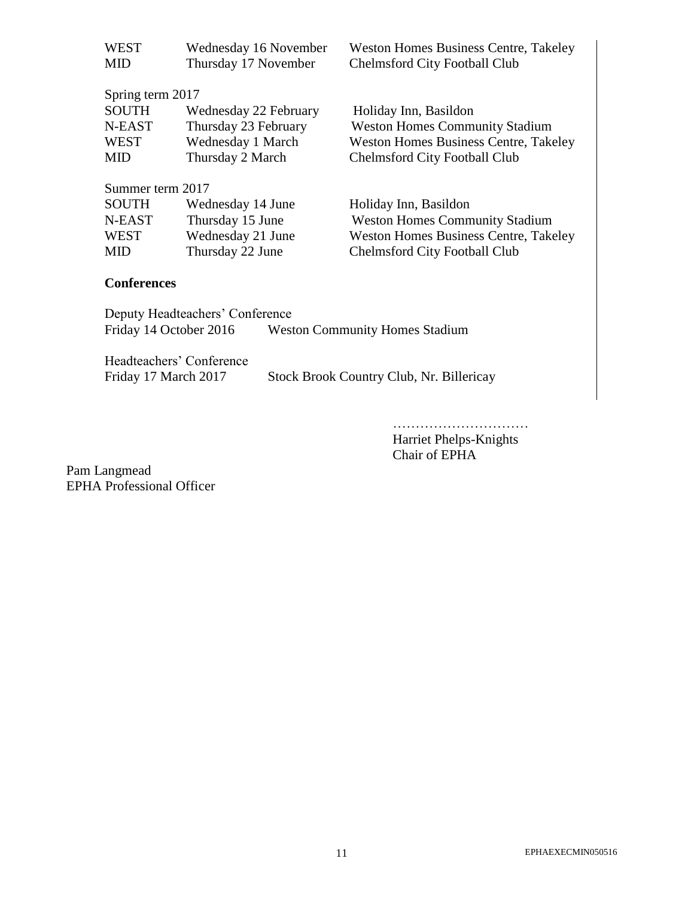| | | |
|---|---|---|
| WEST | Wednesday 16 November | Weston Homes Business Centre, Takeley |
| MID | Thursday 17 November | Chelmsford City Football Club |

Spring term 2017

| | | |
|---|---|---|
| SOUTH | Wednesday 22 February | Holiday Inn, Basildon |
| N-EAST | Thursday 23 February | Weston Homes Community Stadium |
| WEST | Wednesday 1 March | Weston Homes Business Centre, Takeley |
| MID | Thursday 2 March | Chelmsford City Football Club |

Summer term 2017

| | | |
|---|---|---|
| SOUTH | Wednesday 14 June | Holiday Inn, Basildon |
| N-EAST | Thursday 15 June | Weston Homes Community Stadium |
| WEST | Wednesday 21 June | Weston Homes Business Centre, Takeley |
| MID | Thursday 22 June | Chelmsford City Football Club |

**Conferences**

Deputy Headteachers' Conference
Friday 14 October 2016 Weston Community Homes Stadium

Headteachers' Conference
Friday 17 March 2017 Stock Brook Country Club, Nr. Billericay

…………………………
Harriet Phelps-Knights
Chair of EPHA

Pam Langmead
EPHA Professional Officer